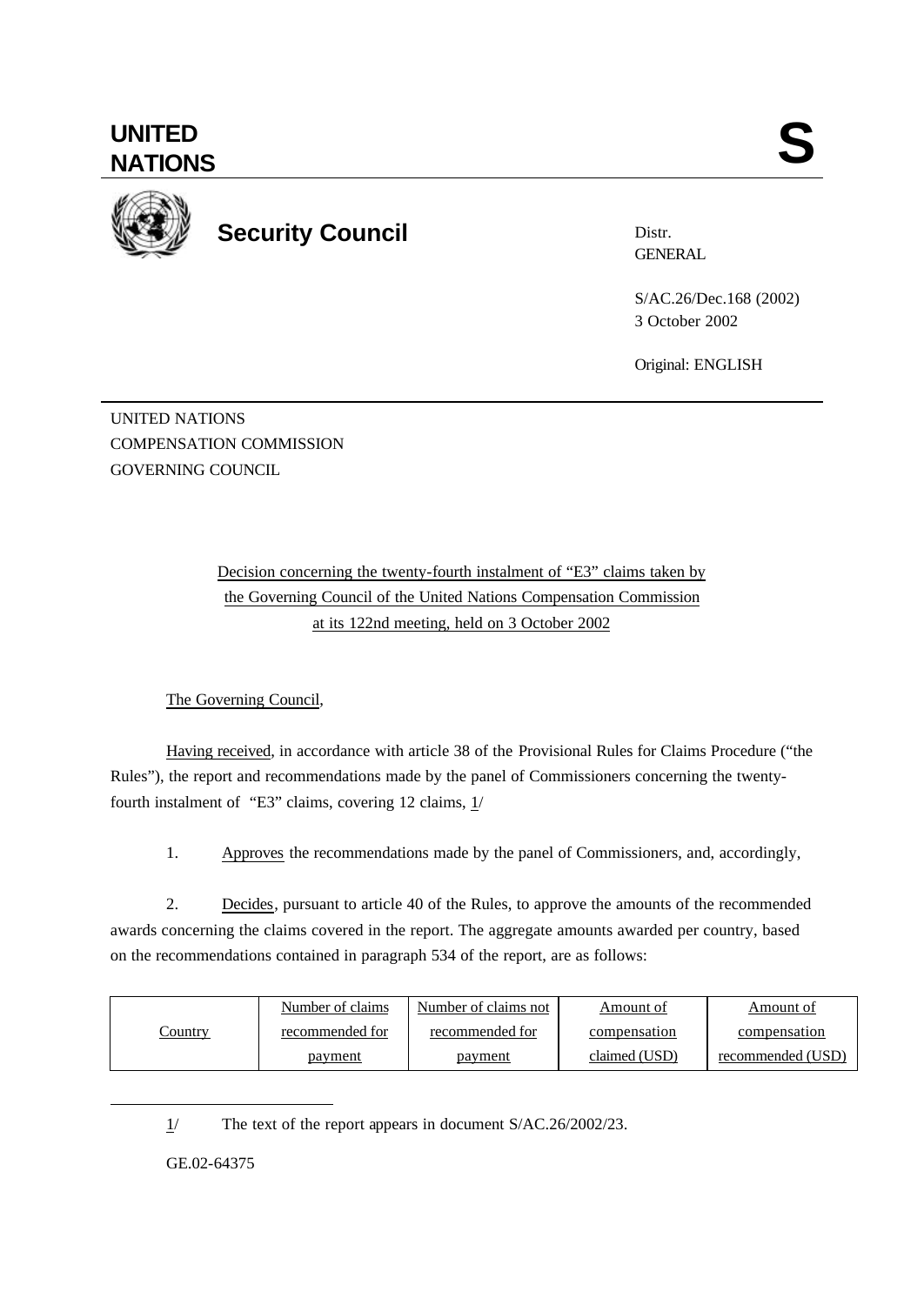UNITED NATIONS

S

# Security Council

Distr.
GENERAL

S/AC.26/Dec.168 (2002)
3 October 2002

Original: ENGLISH

UNITED NATIONS
COMPENSATION COMMISSION
GOVERNING COUNCIL

Decision concerning the twenty-fourth instalment of "E3" claims taken by the Governing Council of the United Nations Compensation Commission at its 122nd meeting, held on 3 October 2002

The Governing Council,

Having received, in accordance with article 38 of the Provisional Rules for Claims Procedure ("the Rules"), the report and recommendations made by the panel of Commissioners concerning the twenty-fourth instalment of "E3" claims, covering 12 claims, 1/

1. Approves the recommendations made by the panel of Commissioners, and, accordingly,

2. Decides, pursuant to article 40 of the Rules, to approve the amounts of the recommended awards concerning the claims covered in the report. The aggregate amounts awarded per country, based on the recommendations contained in paragraph 534 of the report, are as follows:

| Country | Number of claims recommended for payment | Number of claims not recommended for payment | Amount of compensation claimed (USD) | Amount of compensation recommended (USD) |
|---|---|---|---|---|

1/ The text of the report appears in document S/AC.26/2002/23.

GE.02-64375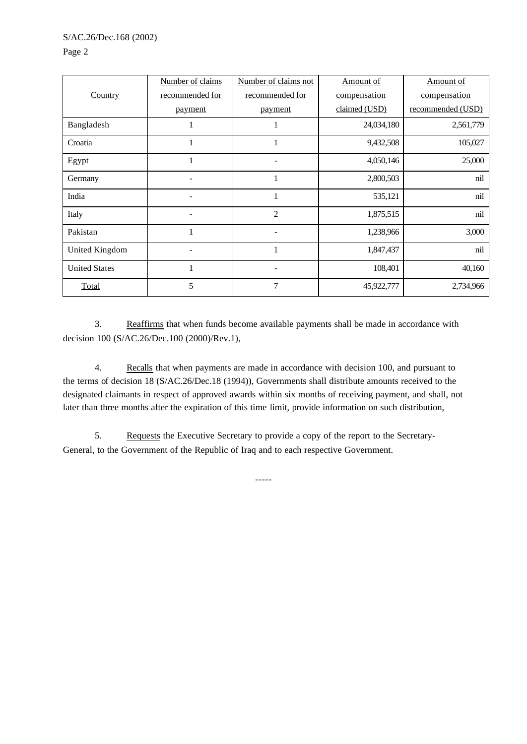| Country | Number of claims recommended for payment | Number of claims not recommended for payment | Amount of compensation claimed (USD) | Amount of compensation recommended (USD) |
|---|---|---|---|---|
| Bangladesh | 1 | 1 | 24,034,180 | 2,561,779 |
| Croatia | 1 | 1 | 9,432,508 | 105,027 |
| Egypt | 1 | - | 4,050,146 | 25,000 |
| Germany | - | 1 | 2,800,503 | nil |
| India | - | 1 | 535,121 | nil |
| Italy | - | 2 | 1,875,515 | nil |
| Pakistan | 1 | - | 1,238,966 | 3,000 |
| United Kingdom | - | 1 | 1,847,437 | nil |
| United States | 1 | - | 108,401 | 40,160 |
| Total | 5 | 7 | 45,922,777 | 2,734,966 |

3. Reaffirms that when funds become available payments shall be made in accordance with decision 100 (S/AC.26/Dec.100 (2000)/Rev.1),

4. Recalls that when payments are made in accordance with decision 100, and pursuant to the terms of decision 18 (S/AC.26/Dec.18 (1994)), Governments shall distribute amounts received to the designated claimants in respect of approved awards within six months of receiving payment, and shall, not later than three months after the expiration of this time limit, provide information on such distribution,

5. Requests the Executive Secretary to provide a copy of the report to the Secretary-General, to the Government of the Republic of Iraq and to each respective Government.

-----